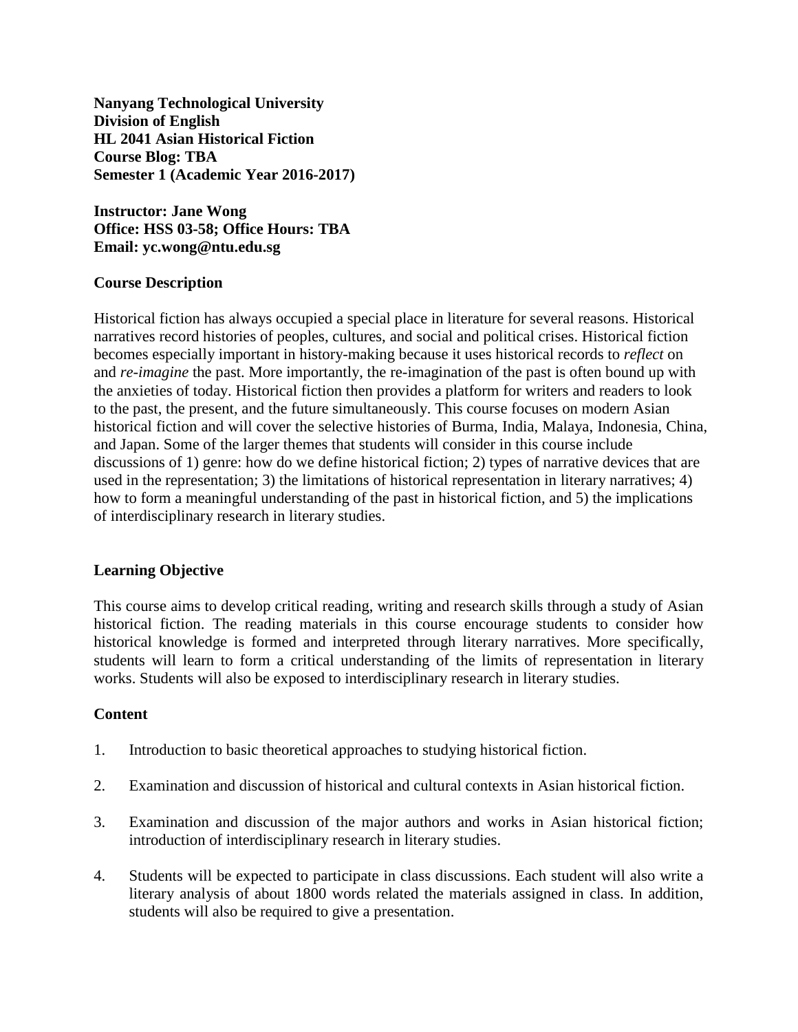**Nanyang Technological University**
**Division of English**
**HL 2041 Asian Historical Fiction**
**Course Blog: TBA**
**Semester 1 (Academic Year 2016-2017)**

**Instructor: Jane Wong**
**Office: HSS 03-58; Office Hours: TBA**
**Email: yc.wong@ntu.edu.sg**

## Course Description

Historical fiction has always occupied a special place in literature for several reasons. Historical narratives record histories of peoples, cultures, and social and political crises. Historical fiction becomes especially important in history-making because it uses historical records to *reflect* on and *re-imagine* the past. More importantly, the re-imagination of the past is often bound up with the anxieties of today. Historical fiction then provides a platform for writers and readers to look to the past, the present, and the future simultaneously. This course focuses on modern Asian historical fiction and will cover the selective histories of Burma, India, Malaya, Indonesia, China, and Japan. Some of the larger themes that students will consider in this course include discussions of 1) genre: how do we define historical fiction; 2) types of narrative devices that are used in the representation; 3) the limitations of historical representation in literary narratives; 4) how to form a meaningful understanding of the past in historical fiction, and 5) the implications of interdisciplinary research in literary studies.

## Learning Objective

This course aims to develop critical reading, writing and research skills through a study of Asian historical fiction. The reading materials in this course encourage students to consider how historical knowledge is formed and interpreted through literary narratives. More specifically, students will learn to form a critical understanding of the limits of representation in literary works. Students will also be exposed to interdisciplinary research in literary studies.

## Content

1. Introduction to basic theoretical approaches to studying historical fiction.

2. Examination and discussion of historical and cultural contexts in Asian historical fiction.

3. Examination and discussion of the major authors and works in Asian historical fiction; introduction of interdisciplinary research in literary studies.

4. Students will be expected to participate in class discussions. Each student will also write a literary analysis of about 1800 words related the materials assigned in class. In addition, students will also be required to give a presentation.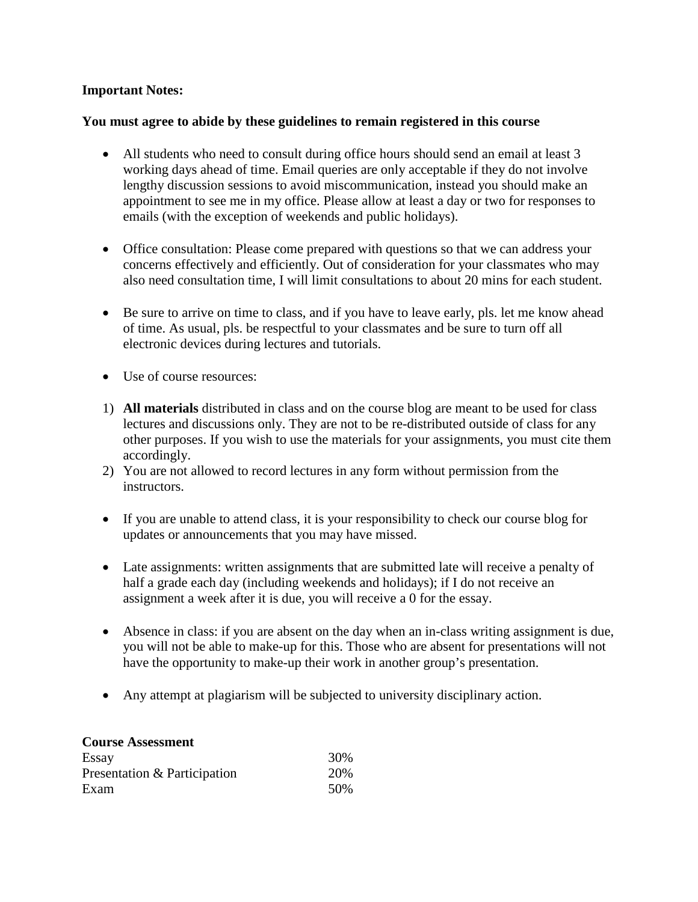**Important Notes:**

**You must agree to abide by these guidelines to remain registered in this course**

- All students who need to consult during office hours should send an email at least 3 working days ahead of time. Email queries are only acceptable if they do not involve lengthy discussion sessions to avoid miscommunication, instead you should make an appointment to see me in my office. Please allow at least a day or two for responses to emails (with the exception of weekends and public holidays).

- Office consultation: Please come prepared with questions so that we can address your concerns effectively and efficiently. Out of consideration for your classmates who may also need consultation time, I will limit consultations to about 20 mins for each student.

- Be sure to arrive on time to class, and if you have to leave early, pls. let me know ahead of time. As usual, pls. be respectful to your classmates and be sure to turn off all electronic devices during lectures and tutorials.

- Use of course resources:

1) **All materials** distributed in class and on the course blog are meant to be used for class lectures and discussions only. They are not to be re-distributed outside of class for any other purposes. If you wish to use the materials for your assignments, you must cite them accordingly.
2) You are not allowed to record lectures in any form without permission from the instructors.

- If you are unable to attend class, it is your responsibility to check our course blog for updates or announcements that you may have missed.

- Late assignments: written assignments that are submitted late will receive a penalty of half a grade each day (including weekends and holidays); if I do not receive an assignment a week after it is due, you will receive a 0 for the essay.

- Absence in class: if you are absent on the day when an in-class writing assignment is due, you will not be able to make-up for this. Those who are absent for presentations will not have the opportunity to make-up their work in another group's presentation.

- Any attempt at plagiarism will be subjected to university disciplinary action.

**Course Assessment**

| | |
|---|---|
| Essay | 30% |
| Presentation & Participation | 20% |
| Exam | 50% |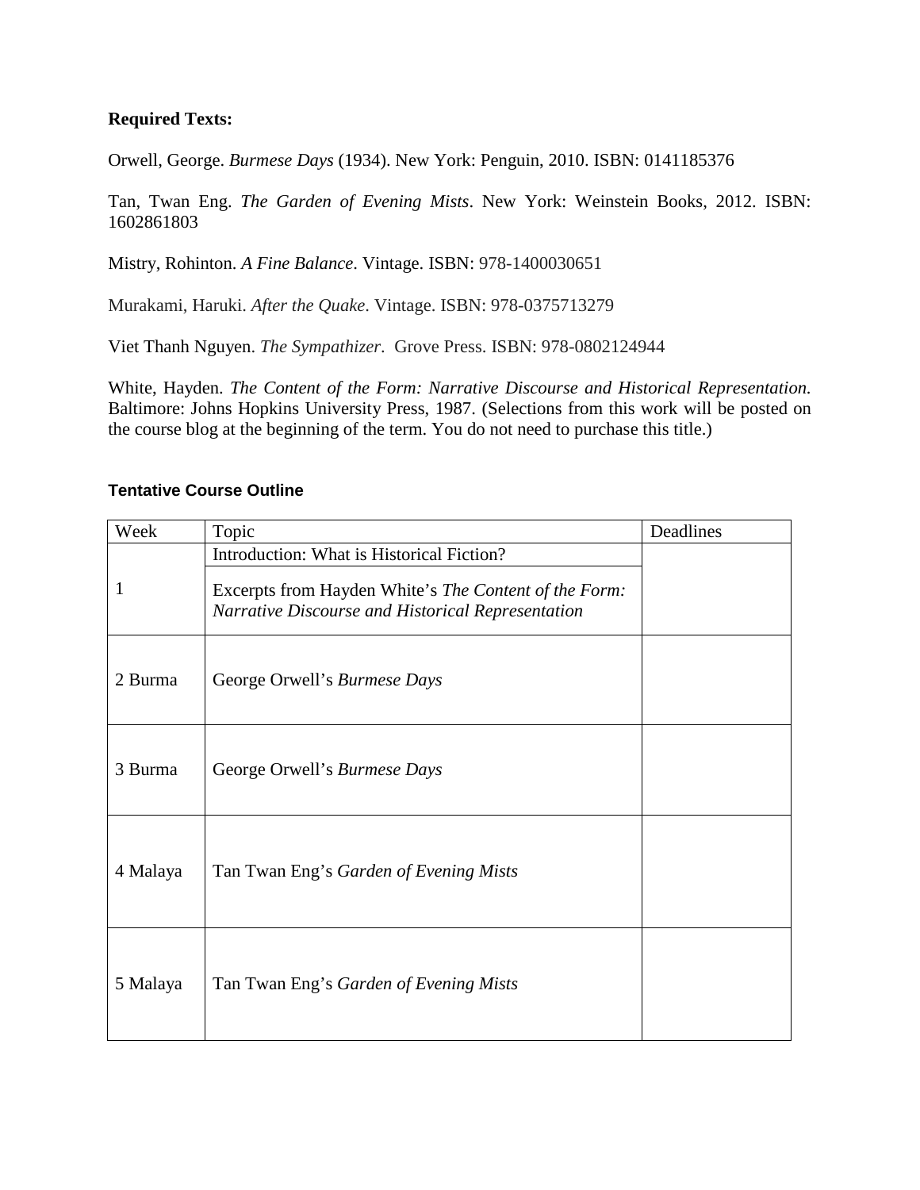**Required Texts:**

Orwell, George. *Burmese Days* (1934). New York: Penguin, 2010. ISBN: 0141185376

Tan, Twan Eng. *The Garden of Evening Mists*. New York: Weinstein Books, 2012. ISBN: 1602861803

Mistry, Rohinton. *A Fine Balance*. Vintage. ISBN: 978-1400030651

Murakami, Haruki. *After the Quake*. Vintage. ISBN: 978-0375713279

Viet Thanh Nguyen. *The Sympathizer*. Grove Press. ISBN: 978-0802124944

White, Hayden. *The Content of the Form: Narrative Discourse and Historical Representation.* Baltimore: Johns Hopkins University Press, 1987. (Selections from this work will be posted on the course blog at the beginning of the term. You do not need to purchase this title.)

**Tentative Course Outline**

| Week | Topic | Deadlines |
| --- | --- | --- |
| 1 | Introduction: What is Historical Fiction?<br><br>Excerpts from Hayden White's *The Content of the Form: Narrative Discourse and Historical Representation* | |
| 2 Burma | George Orwell's *Burmese Days* | |
| 3 Burma | George Orwell's *Burmese Days* | |
| 4 Malaya | Tan Twan Eng's *Garden of Evening Mists* | |
| 5 Malaya | Tan Twan Eng's *Garden of Evening Mists* | |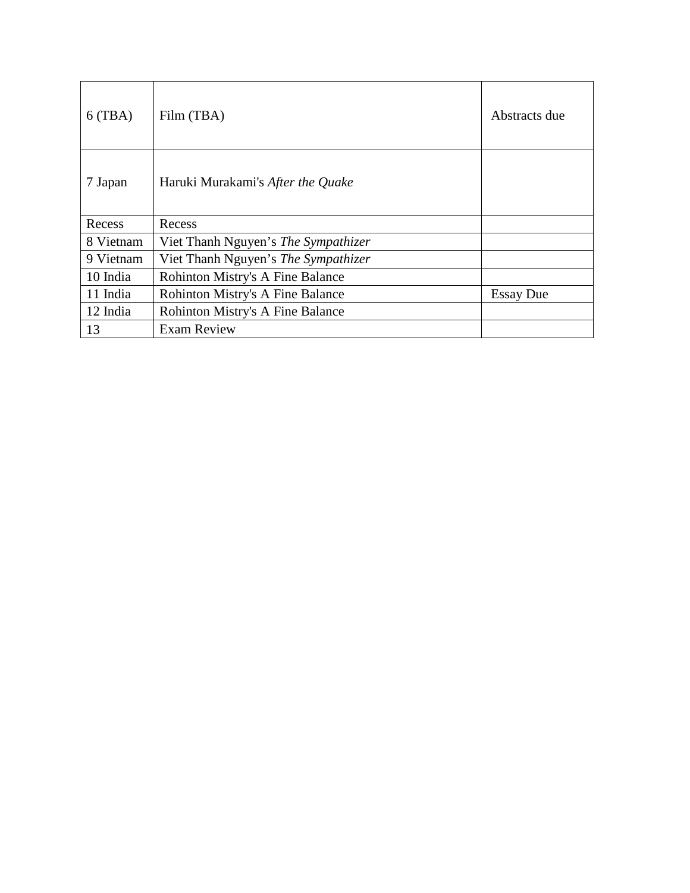| | | |
|---|---|---|
| 6 (TBA) | Film (TBA) | Abstracts due |
| 7 Japan | Haruki Murakami's *After the Quake* | |
| Recess | Recess | |
| 8 Vietnam | Viet Thanh Nguyen’s *The Sympathizer* | |
| 9 Vietnam | Viet Thanh Nguyen’s *The Sympathizer* | |
| 10 India | Rohinton Mistry's A Fine Balance | |
| 11 India | Rohinton Mistry's A Fine Balance | Essay Due |
| 12 India | Rohinton Mistry's A Fine Balance | |
| 13 | Exam Review | |